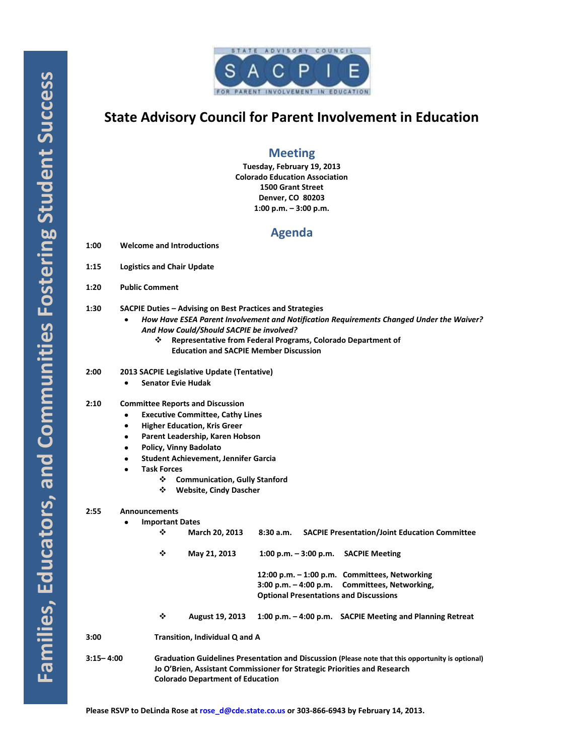Families, Educators, and Communities Fostering Student Success

# State Advisory Council for Parent Involvement in Education

## Meeting

**Tuesday, February 19, 2013**
**Colorado Education Association**
**1500 Grant Street**
**Denver, CO 80203**
**1:00 p.m. – 3:00 p.m.**

## Agenda

**1:00** **Welcome and Introductions**

**1:15** **Logistics and Chair Update**

**1:20** **Public Comment**

**1:30** **SACPIE Duties – Advising on Best Practices and Strategies**

- ***How Have ESEA Parent Involvement and Notification Requirements Changed Under the Waiver? And How Could/Should SACPIE be involved?***
  - **Representative from Federal Programs, Colorado Department of Education and SACPIE Member Discussion**

**2:00** **2013 SACPIE Legislative Update (Tentative)**

- **Senator Evie Hudak**

**2:10** **Committee Reports and Discussion**

- **Executive Committee, Cathy Lines**
- **Higher Education, Kris Greer**
- **Parent Leadership, Karen Hobson**
- **Policy, Vinny Badolato**
- **Student Achievement, Jennifer Garcia**
- **Task Forces**
  - **Communication, Gully Stanford**
  - **Website, Cindy Dascher**

**2:55** **Announcements**

- **Important Dates**
  - **March 20, 2013** **8:30 a.m.** **SACPIE Presentation/Joint Education Committee**
  - **May 21, 2013** **1:00 p.m. – 3:00 p.m.** **SACPIE Meeting**
    **12:00 p.m. – 1:00 p.m.** **Committees, Networking**
    **3:00 p.m. – 4:00 p.m.** **Committees, Networking, Optional Presentations and Discussions**
  - **August 19, 2013** **1:00 p.m. – 4:00 p.m.** **SACPIE Meeting and Planning Retreat**

**3:00** **Transition, Individual Q and A**

**3:15– 4:00** **Graduation Guidelines Presentation and Discussion** **(Please note that this opportunity is optional)**
**Jo O'Brien, Assistant Commissioner for Strategic Priorities and Research**
**Colorado Department of Education**

**Please RSVP to DeLinda Rose at rose_d@cde.state.co.us or 303-866-6943 by February 14, 2013.**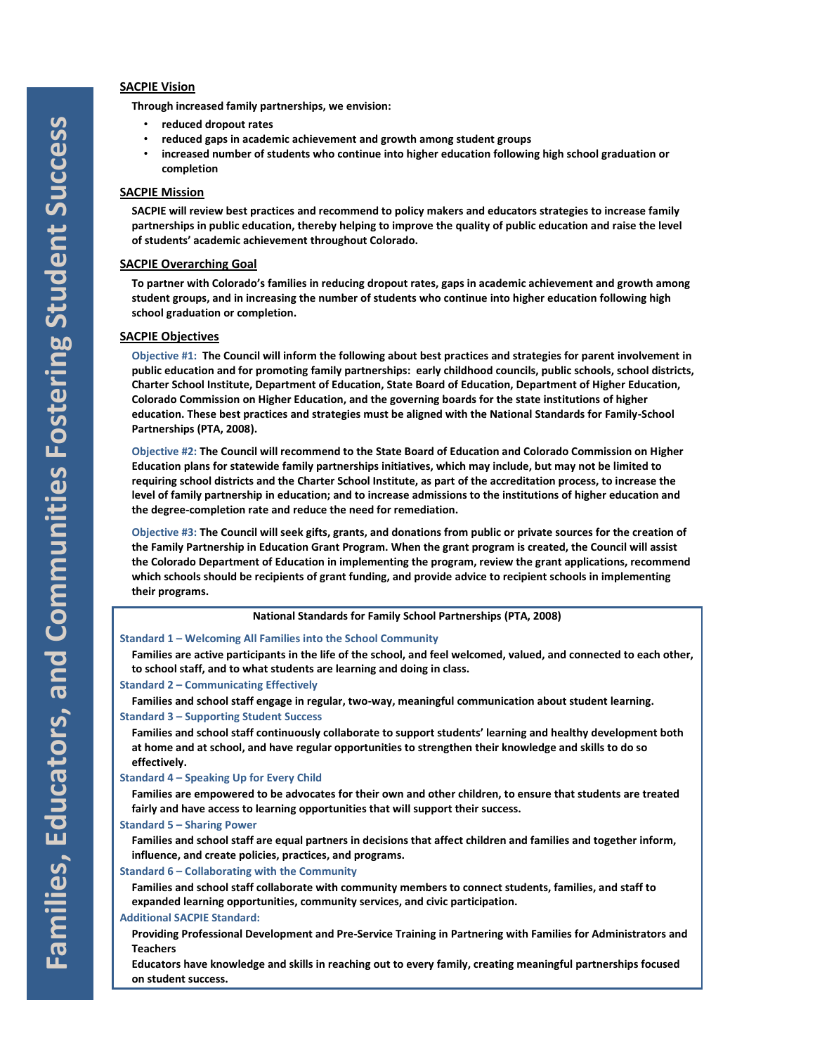## SACPIE Vision

**Through increased family partnerships, we envision:**

- **reduced dropout rates**
- **reduced gaps in academic achievement and growth among student groups**
- **increased number of students who continue into higher education following high school graduation or completion**

## SACPIE Mission

**SACPIE will review best practices and recommend to policy makers and educators strategies to increase family partnerships in public education, thereby helping to improve the quality of public education and raise the level of students' academic achievement throughout Colorado.**

## SACPIE Overarching Goal

**To partner with Colorado's families in reducing dropout rates, gaps in academic achievement and growth among student groups, and in increasing the number of students who continue into higher education following high school graduation or completion.**

## SACPIE Objectives

**Objective #1: The Council will inform the following about best practices and strategies for parent involvement in public education and for promoting family partnerships: early childhood councils, public schools, school districts, Charter School Institute, Department of Education, State Board of Education, Department of Higher Education, Colorado Commission on Higher Education, and the governing boards for the state institutions of higher education. These best practices and strategies must be aligned with the National Standards for Family-School Partnerships (PTA, 2008).**

**Objective #2: The Council will recommend to the State Board of Education and Colorado Commission on Higher Education plans for statewide family partnerships initiatives, which may include, but may not be limited to requiring school districts and the Charter School Institute, as part of the accreditation process, to increase the level of family partnership in education; and to increase admissions to the institutions of higher education and the degree-completion rate and reduce the need for remediation.**

**Objective #3: The Council will seek gifts, grants, and donations from public or private sources for the creation of the Family Partnership in Education Grant Program. When the grant program is created, the Council will assist the Colorado Department of Education in implementing the program, review the grant applications, recommend which schools should be recipients of grant funding, and provide advice to recipient schools in implementing their programs.**

### National Standards for Family School Partnerships (PTA, 2008)

**Standard 1 – Welcoming All Families into the School Community**

**Families are active participants in the life of the school, and feel welcomed, valued, and connected to each other, to school staff, and to what students are learning and doing in class.**

**Standard 2 – Communicating Effectively**

**Families and school staff engage in regular, two-way, meaningful communication about student learning.**

**Standard 3 – Supporting Student Success**

**Families and school staff continuously collaborate to support students' learning and healthy development both at home and at school, and have regular opportunities to strengthen their knowledge and skills to do so effectively.**

**Standard 4 – Speaking Up for Every Child**

**Families are empowered to be advocates for their own and other children, to ensure that students are treated fairly and have access to learning opportunities that will support their success.**

**Standard 5 – Sharing Power**

**Families and school staff are equal partners in decisions that affect children and families and together inform, influence, and create policies, practices, and programs.**

**Standard 6 – Collaborating with the Community**

**Families and school staff collaborate with community members to connect students, families, and staff to expanded learning opportunities, community services, and civic participation.**

**Additional SACPIE Standard:**

**Providing Professional Development and Pre-Service Training in Partnering with Families for Administrators and Teachers**

**Educators have knowledge and skills in reaching out to every family, creating meaningful partnerships focused on student success.**